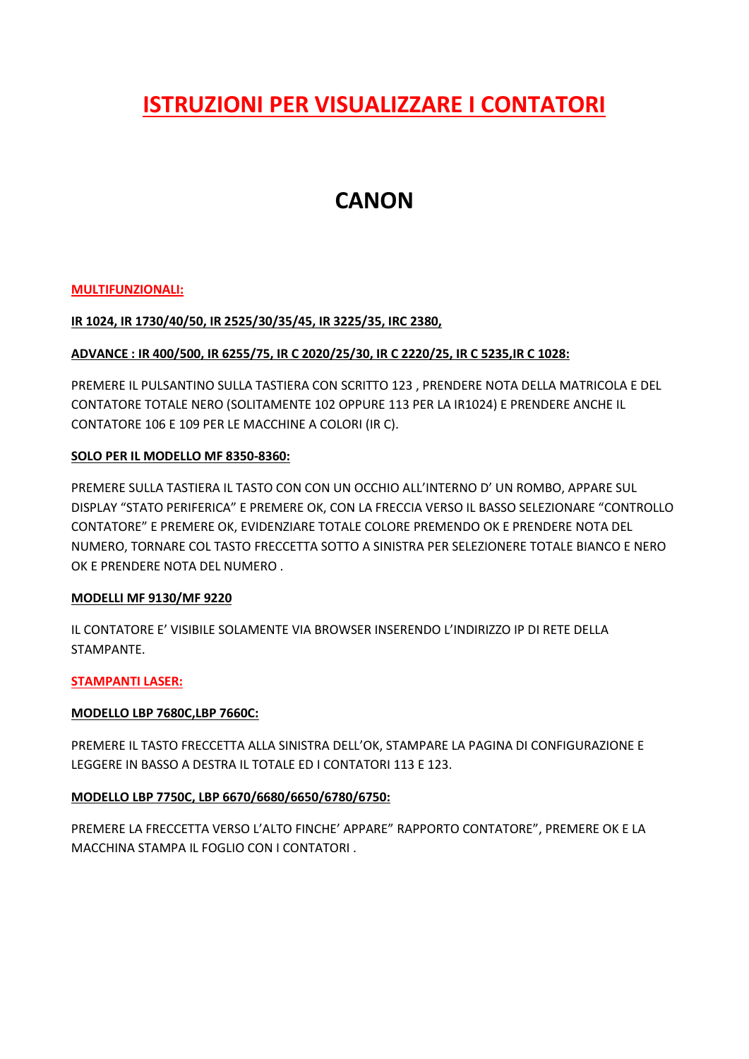# ISTRUZIONI PER VISUALIZZARE I CONTATORI

## CANON

**MULTIFUNZIONALI:**

**IR 1024, IR 1730/40/50, IR 2525/30/35/45, IR 3225/35, IRC 2380,**

**ADVANCE : IR 400/500, IR 6255/75, IR C 2020/25/30, IR C 2220/25, IR C 5235,IR C 1028:**

PREMERE IL PULSANTINO SULLA TASTIERA CON SCRITTO 123 , PRENDERE NOTA DELLA MATRICOLA E DEL CONTATORE TOTALE NERO (SOLITAMENTE 102 OPPURE 113 PER LA IR1024) E PRENDERE ANCHE IL CONTATORE 106 E 109 PER LE MACCHINE A COLORI (IR C).

**SOLO PER IL MODELLO MF 8350-8360:**

PREMERE SULLA TASTIERA IL TASTO CON CON UN OCCHIO ALL'INTERNO D' UN ROMBO, APPARE SUL DISPLAY "STATO PERIFERICA" E PREMERE OK, CON LA FRECCIA VERSO IL BASSO SELEZIONARE "CONTROLLO CONTATORE" E PREMERE OK, EVIDENZIARE TOTALE COLORE PREMENDO OK E PRENDERE NOTA DEL NUMERO, TORNARE COL TASTO FRECCETTA SOTTO A SINISTRA PER SELEZIONERE TOTALE BIANCO E NERO OK E PRENDERE NOTA DEL NUMERO .

**MODELLI MF 9130/MF 9220**

IL CONTATORE E' VISIBILE SOLAMENTE VIA BROWSER INSERENDO L'INDIRIZZO IP DI RETE DELLA STAMPANTE.

**STAMPANTI LASER:**

**MODELLO LBP 7680C,LBP 7660C:**

PREMERE IL TASTO FRECCETTA ALLA SINISTRA DELL'OK, STAMPARE LA PAGINA DI CONFIGURAZIONE E LEGGERE IN BASSO A DESTRA IL TOTALE ED I CONTATORI 113 E 123.

**MODELLO LBP 7750C, LBP 6670/6680/6650/6780/6750:**

PREMERE LA FRECCETTA VERSO L'ALTO FINCHE' APPARE" RAPPORTO CONTATORE", PREMERE OK E LA MACCHINA STAMPA IL FOGLIO CON I CONTATORI .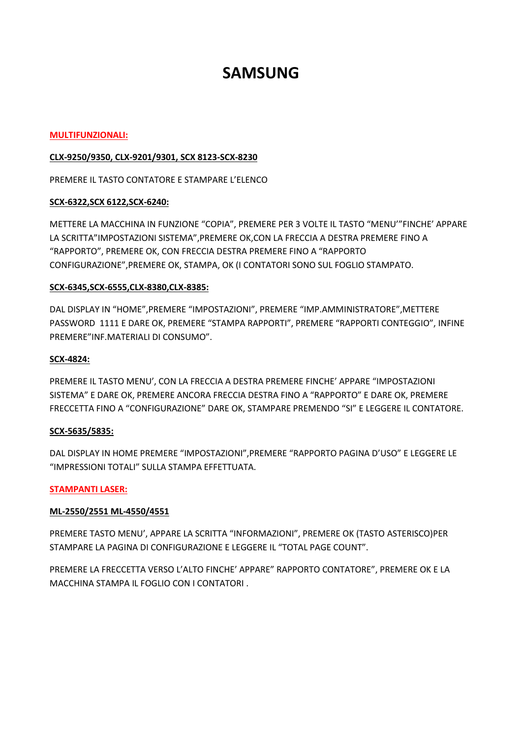# SAMSUNG

**MULTIFUNZIONALI:**

**CLX-9250/9350, CLX-9201/9301, SCX 8123-SCX-8230**

PREMERE IL TASTO CONTATORE E STAMPARE L'ELENCO

**SCX-6322,SCX 6122,SCX-6240:**

METTERE LA MACCHINA IN FUNZIONE "COPIA", PREMERE PER 3 VOLTE IL TASTO "MENU'"FINCHE' APPARE LA SCRITTA"IMPOSTAZIONI SISTEMA",PREMERE OK,CON LA FRECCIA A DESTRA PREMERE FINO A "RAPPORTO", PREMERE OK, CON FRECCIA DESTRA PREMERE FINO A "RAPPORTO CONFIGURAZIONE",PREMERE OK, STAMPA, OK (I CONTATORI SONO SUL FOGLIO STAMPATO.

**SCX-6345,SCX-6555,CLX-8380,CLX-8385:**

DAL DISPLAY IN "HOME",PREMERE "IMPOSTAZIONI", PREMERE "IMP.AMMINISTRATORE",METTERE PASSWORD 1111 E DARE OK, PREMERE "STAMPA RAPPORTI", PREMERE "RAPPORTI CONTEGGIO", INFINE PREMERE"INF.MATERIALI DI CONSUMO".

**SCX-4824:**

PREMERE IL TASTO MENU', CON LA FRECCIA A DESTRA PREMERE FINCHE' APPARE "IMPOSTAZIONI SISTEMA" E DARE OK, PREMERE ANCORA FRECCIA DESTRA FINO A "RAPPORTO" E DARE OK, PREMERE FRECCETTA FINO A "CONFIGURAZIONE" DARE OK, STAMPARE PREMENDO "SI" E LEGGERE IL CONTATORE.

**SCX-5635/5835:**

DAL DISPLAY IN HOME PREMERE "IMPOSTAZIONI",PREMERE "RAPPORTO PAGINA D'USO" E LEGGERE LE "IMPRESSIONI TOTALI" SULLA STAMPA EFFETTUATA.

**STAMPANTI LASER:**

**ML-2550/2551 ML-4550/4551**

PREMERE TASTO MENU', APPARE LA SCRITTA "INFORMAZIONI", PREMERE OK (TASTO ASTERISCO)PER STAMPARE LA PAGINA DI CONFIGURAZIONE E LEGGERE IL "TOTAL PAGE COUNT".

PREMERE LA FRECCETTA VERSO L'ALTO FINCHE' APPARE" RAPPORTO CONTATORE", PREMERE OK E LA MACCHINA STAMPA IL FOGLIO CON I CONTATORI .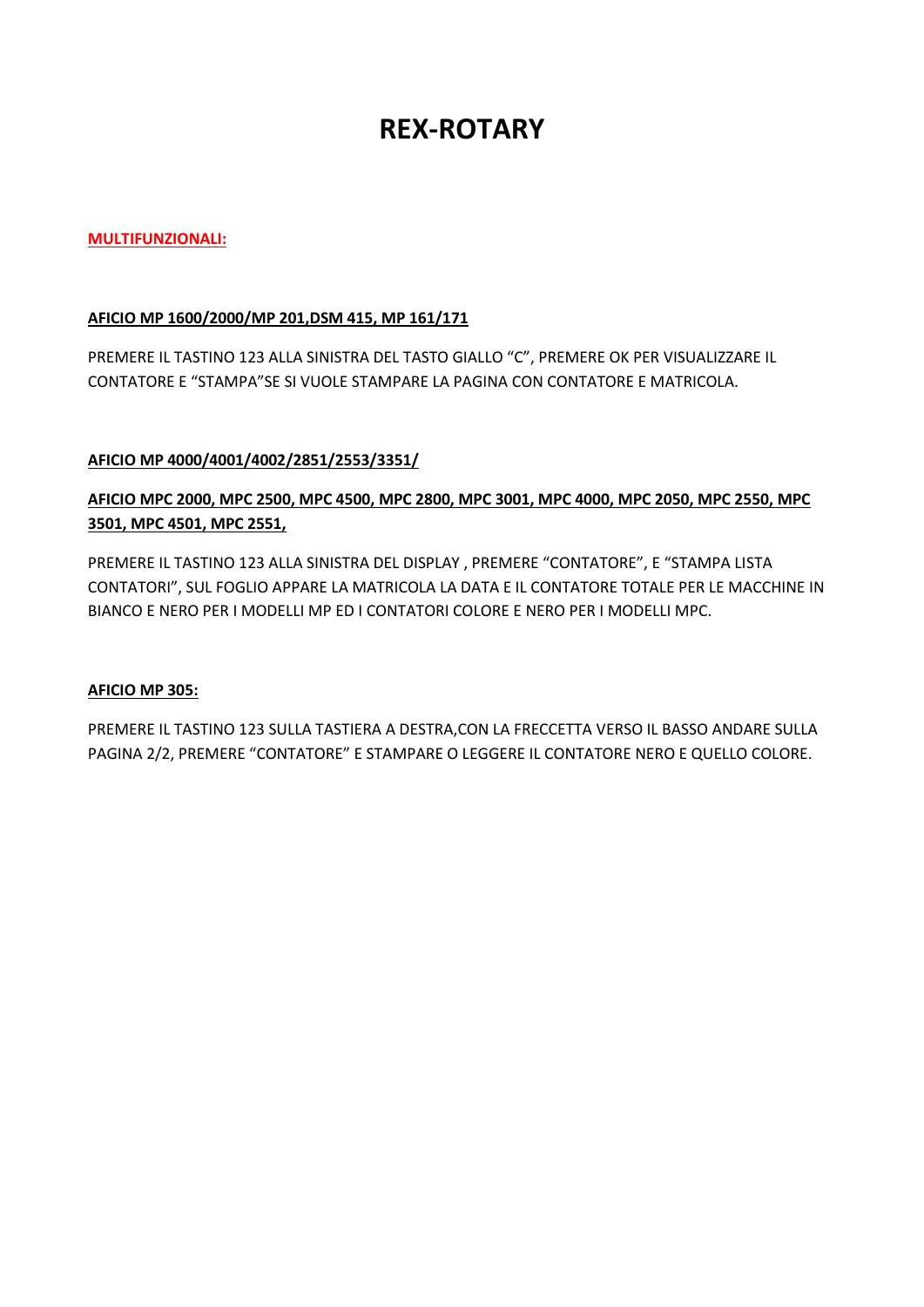# REX-ROTARY

**MULTIFUNZIONALI:**

**AFICIO MP 1600/2000/MP 201,DSM 415, MP 161/171**

PREMERE IL TASTINO 123 ALLA SINISTRA DEL TASTO GIALLO "C", PREMERE OK PER VISUALIZZARE IL CONTATORE E "STAMPA"SE SI VUOLE STAMPARE LA PAGINA CON CONTATORE E MATRICOLA.

**AFICIO MP 4000/4001/4002/2851/2553/3351/**

**AFICIO MPC 2000, MPC 2500, MPC 4500, MPC 2800, MPC 3001, MPC 4000, MPC 2050, MPC 2550, MPC 3501, MPC 4501, MPC 2551,**

PREMERE IL TASTINO 123 ALLA SINISTRA DEL DISPLAY , PREMERE "CONTATORE", E "STAMPA LISTA CONTATORI", SUL FOGLIO APPARE LA MATRICOLA LA DATA E IL CONTATORE TOTALE PER LE MACCHINE IN BIANCO E NERO PER I MODELLI MP ED I CONTATORI COLORE E NERO PER I MODELLI MPC.

**AFICIO MP 305:**

PREMERE IL TASTINO 123 SULLA TASTIERA A DESTRA,CON LA FRECCETTA VERSO IL BASSO ANDARE SULLA PAGINA 2/2, PREMERE "CONTATORE" E STAMPARE O LEGGERE IL CONTATORE NERO E QUELLO COLORE.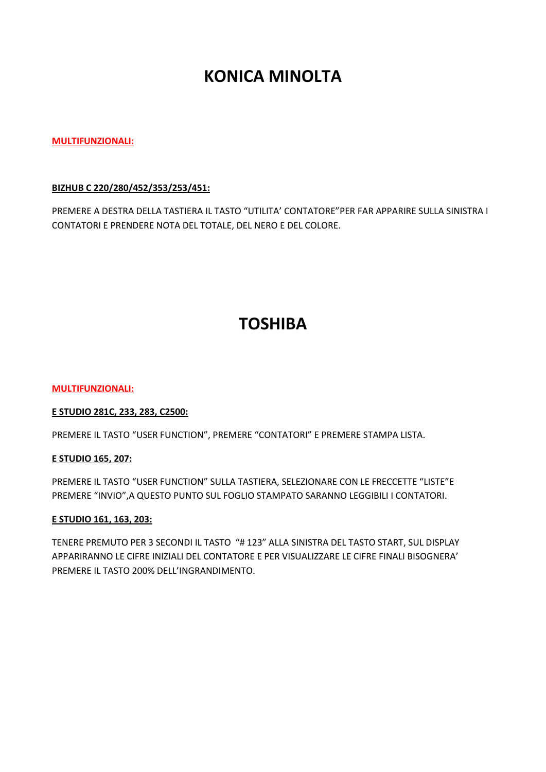# KONICA MINOLTA

**MULTIFUNZIONALI:**

**BIZHUB C 220/280/452/353/253/451:**

PREMERE A DESTRA DELLA TASTIERA IL TASTO “UTILITA’ CONTATORE”PER FAR APPARIRE SULLA SINISTRA I CONTATORI E PRENDERE NOTA DEL TOTALE, DEL NERO E DEL COLORE.

# TOSHIBA

**MULTIFUNZIONALI:**

**E STUDIO 281C, 233, 283, C2500:**

PREMERE IL TASTO “USER FUNCTION”, PREMERE “CONTATORI” E PREMERE STAMPA LISTA.

**E STUDIO 165, 207:**

PREMERE IL TASTO “USER FUNCTION” SULLA TASTIERA, SELEZIONARE CON LE FRECCETTE “LISTE”E PREMERE “INVIO”,A QUESTO PUNTO SUL FOGLIO STAMPATO SARANNO LEGGIBILI I CONTATORI.

**E STUDIO 161, 163, 203:**

TENERE PREMUTO PER 3 SECONDI IL TASTO “# 123” ALLA SINISTRA DEL TASTO START, SUL DISPLAY APPARIRANNO LE CIFRE INIZIALI DEL CONTATORE E PER VISUALIZZARE LE CIFRE FINALI BISOGNERA’ PREMERE IL TASTO 200% DELL’INGRANDIMENTO.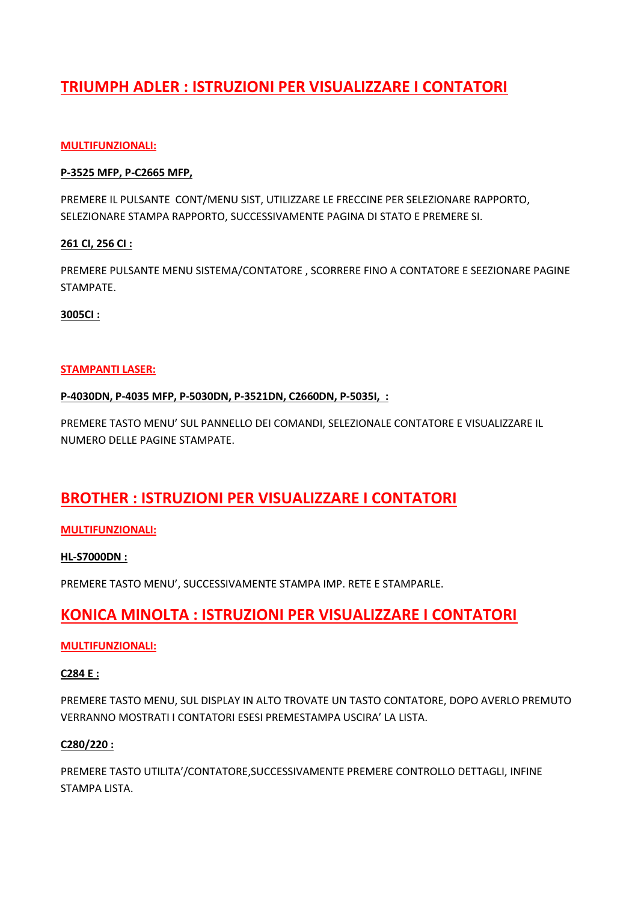# TRIUMPH ADLER : ISTRUZIONI PER VISUALIZZARE I CONTATORI

## MULTIFUNZIONALI:

### P-3525 MFP, P-C2665 MFP,

PREMERE IL PULSANTE CONT/MENU SIST, UTILIZZARE LE FRECCINE PER SELEZIONARE RAPPORTO, SELEZIONARE STAMPA RAPPORTO, SUCCESSIVAMENTE PAGINA DI STATO E PREMERE SI.

### 261 CI, 256 CI :

PREMERE PULSANTE MENU SISTEMA/CONTATORE , SCORRERE FINO A CONTATORE E SEEZIONARE PAGINE STAMPATE.

### 3005CI :

## STAMPANTI LASER:

### P-4030DN, P-4035 MFP, P-5030DN, P-3521DN, C2660DN, P-5035I, :

PREMERE TASTO MENU' SUL PANNELLO DEI COMANDI, SELEZIONALE CONTATORE E VISUALIZZARE IL NUMERO DELLE PAGINE STAMPATE.

# BROTHER : ISTRUZIONI PER VISUALIZZARE I CONTATORI

## MULTIFUNZIONALI:

### HL-S7000DN :

PREMERE TASTO MENU', SUCCESSIVAMENTE STAMPA IMP. RETE E STAMPARLE.

# KONICA MINOLTA : ISTRUZIONI PER VISUALIZZARE I CONTATORI

## MULTIFUNZIONALI:

### C284 E :

PREMERE TASTO MENU, SUL DISPLAY IN ALTO TROVATE UN TASTO CONTATORE, DOPO AVERLO PREMUTO VERRANNO MOSTRATI I CONTATORI ESESI PREMESTAMPA USCIRA' LA LISTA.

### C280/220 :

PREMERE TASTO UTILITA'/CONTATORE,SUCCESSIVAMENTE PREMERE CONTROLLO DETTAGLI, INFINE STAMPA LISTA.